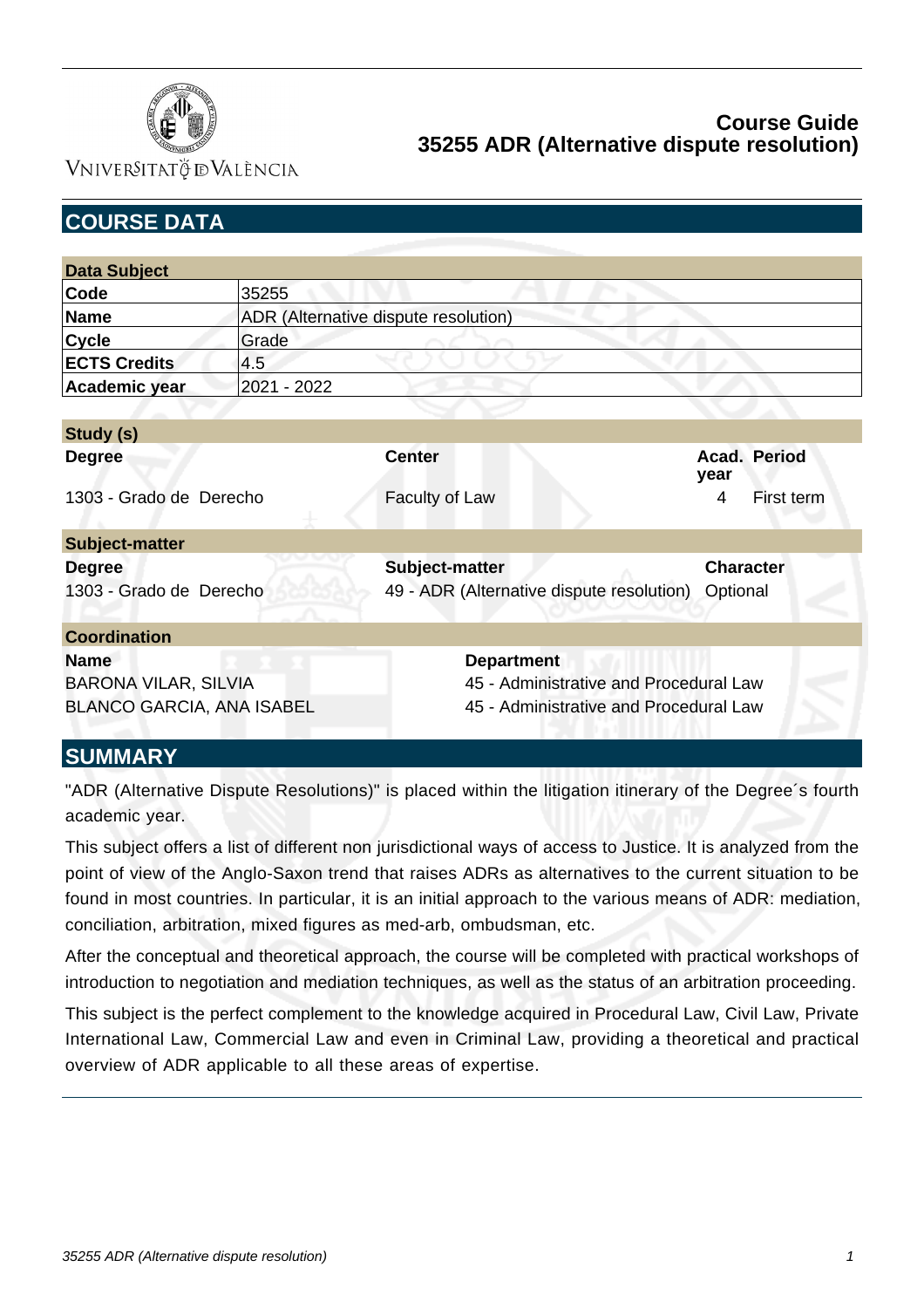# Course Guide
## 35255 ADR (Alternative dispute resolution)

## COURSE DATA

| Data Subject | |
|---|---|
| **Code** | 35255 |
| **Name** | ADR (Alternative dispute resolution) |
| **Cycle** | Grade |
| **ECTS Credits** | 4.5 |
| **Academic year** | 2021 - 2022 |

**Study (s)**

| Degree | Center | Acad. year | Period |
|---|---|---|---|
| 1303 - Grado de Derecho | Faculty of Law | 4 | First term |

**Subject-matter**

| Degree | Subject-matter | Character |
|---|---|---|
| 1303 - Grado de Derecho | 49 - ADR (Alternative dispute resolution) | Optional |

**Coordination**

| Name | Department |
|---|---|
| BARONA VILAR, SILVIA | 45 - Administrative and Procedural Law |
| BLANCO GARCIA, ANA ISABEL | 45 - Administrative and Procedural Law |

## SUMMARY

"ADR (Alternative Dispute Resolutions)" is placed within the litigation itinerary of the Degree´s fourth academic year.

This subject offers a list of different non jurisdictional ways of access to Justice. It is analyzed from the point of view of the Anglo-Saxon trend that raises ADRs as alternatives to the current situation to be found in most countries. In particular, it is an initial approach to the various means of ADR: mediation, conciliation, arbitration, mixed figures as med-arb, ombudsman, etc.

After the conceptual and theoretical approach, the course will be completed with practical workshops of introduction to negotiation and mediation techniques, as well as the status of an arbitration proceeding.

This subject is the perfect complement to the knowledge acquired in Procedural Law, Civil Law, Private International Law, Commercial Law and even in Criminal Law, providing a theoretical and practical overview of ADR applicable to all these areas of expertise.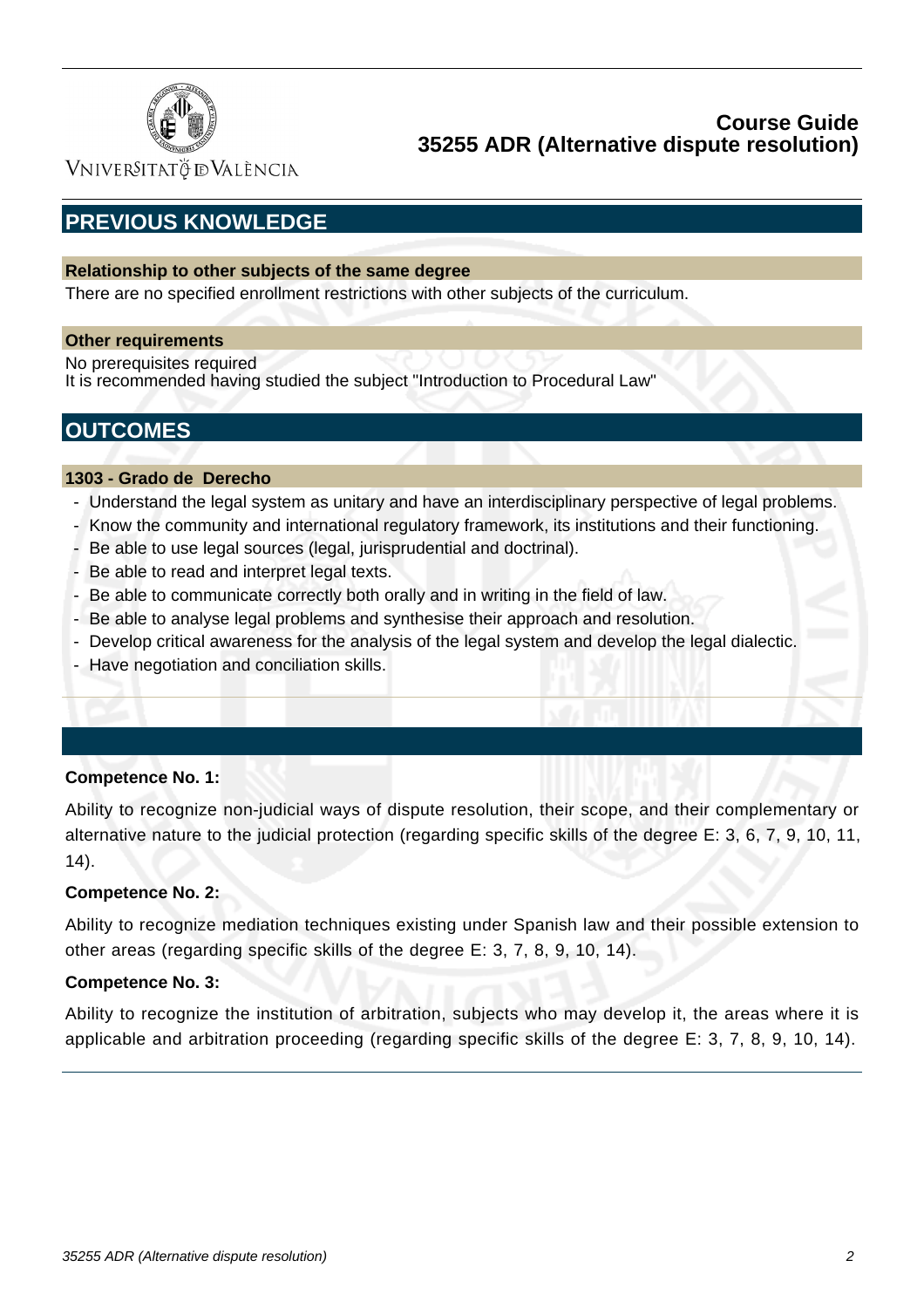## PREVIOUS KNOWLEDGE

### Relationship to other subjects of the same degree

There are no specified enrollment restrictions with other subjects of the curriculum.

### Other requirements

No prerequisites required
It is recommended having studied the subject "Introduction to Procedural Law"

## OUTCOMES

### 1303 - Grado de Derecho

- Understand the legal system as unitary and have an interdisciplinary perspective of legal problems.
- Know the community and international regulatory framework, its institutions and their functioning.
- Be able to use legal sources (legal, jurisprudential and doctrinal).
- Be able to read and interpret legal texts.
- Be able to communicate correctly both orally and in writing in the field of law.
- Be able to analyse legal problems and synthesise their approach and resolution.
- Develop critical awareness for the analysis of the legal system and develop the legal dialectic.
- Have negotiation and conciliation skills.

**Competence No. 1:**

Ability to recognize non-judicial ways of dispute resolution, their scope, and their complementary or alternative nature to the judicial protection (regarding specific skills of the degree E: 3, 6, 7, 9, 10, 11, 14).

**Competence No. 2:**

Ability to recognize mediation techniques existing under Spanish law and their possible extension to other areas (regarding specific skills of the degree E: 3, 7, 8, 9, 10, 14).

**Competence No. 3:**

Ability to recognize the institution of arbitration, subjects who may develop it, the areas where it is applicable and arbitration proceeding (regarding specific skills of the degree E: 3, 7, 8, 9, 10, 14).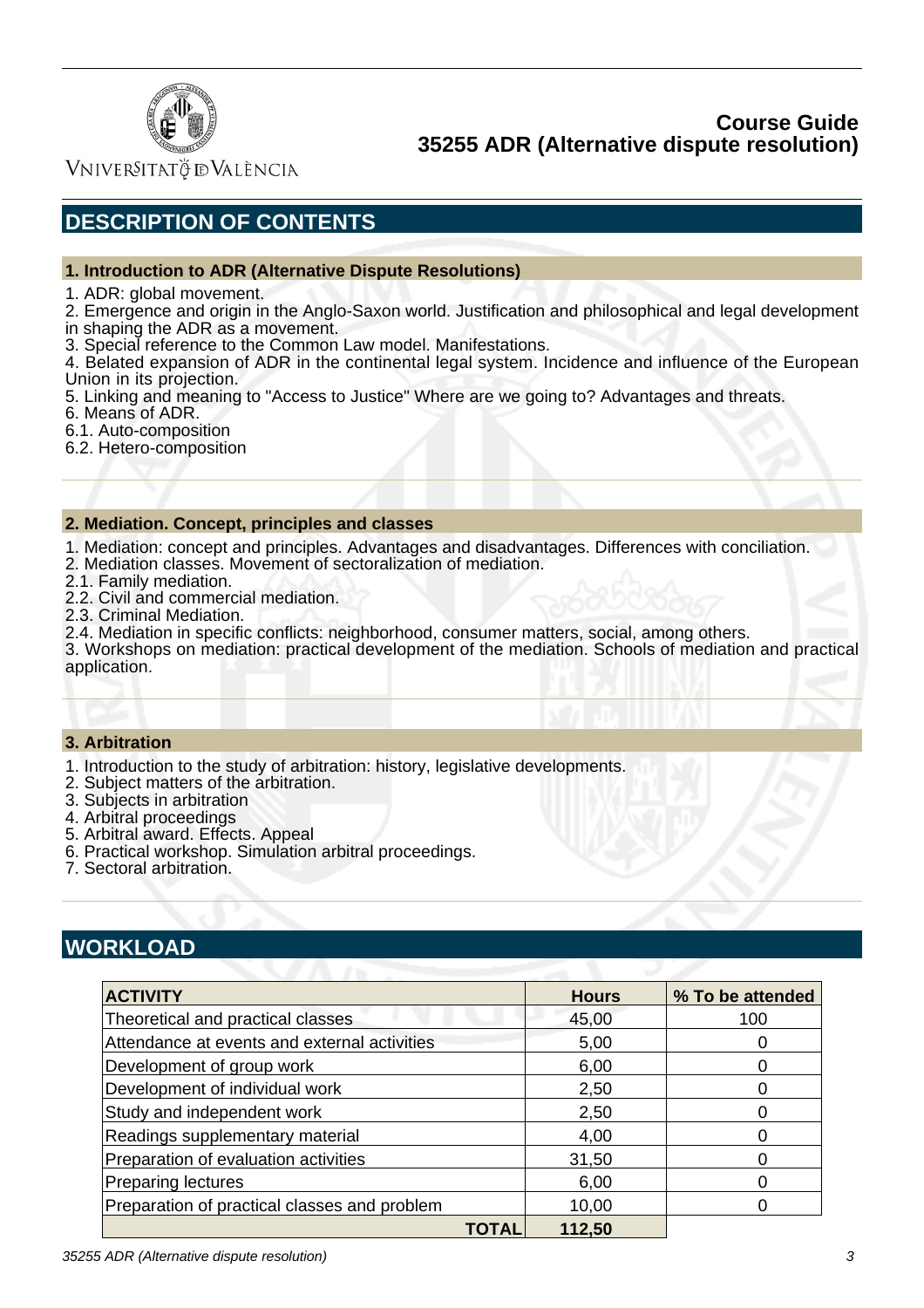## DESCRIPTION OF CONTENTS

### 1. Introduction to ADR (Alternative Dispute Resolutions)

1. ADR: global movement.
2. Emergence and origin in the Anglo-Saxon world. Justification and philosophical and legal development in shaping the ADR as a movement.
3. Special reference to the Common Law model. Manifestations.
4. Belated expansion of ADR in the continental legal system. Incidence and influence of the European Union in its projection.
5. Linking and meaning to "Access to Justice" Where are we going to? Advantages and threats.
6. Means of ADR.
6.1. Auto-composition
6.2. Hetero-composition

### 2. Mediation. Concept, principles and classes

1. Mediation: concept and principles. Advantages and disadvantages. Differences with conciliation.
2. Mediation classes. Movement of sectoralization of mediation.
2.1. Family mediation.
2.2. Civil and commercial mediation.
2.3. Criminal Mediation.
2.4. Mediation in specific conflicts: neighborhood, consumer matters, social, among others.
3. Workshops on mediation: practical development of the mediation. Schools of mediation and practical application.

### 3. Arbitration

1. Introduction to the study of arbitration: history, legislative developments.
2. Subject matters of the arbitration.
3. Subjects in arbitration
4. Arbitral proceedings
5. Arbitral award. Effects. Appeal
6. Practical workshop. Simulation arbitral proceedings.
7. Sectoral arbitration.

## WORKLOAD

| ACTIVITY | Hours | % To be attended |
|---|---|---|
| Theoretical and practical classes | 45,00 | 100 |
| Attendance at events and external activities | 5,00 | 0 |
| Development of group work | 6,00 | 0 |
| Development of individual work | 2,50 | 0 |
| Study and independent work | 2,50 | 0 |
| Readings supplementary material | 4,00 | 0 |
| Preparation of evaluation activities | 31,50 | 0 |
| Preparing lectures | 6,00 | 0 |
| Preparation of practical classes and problem | 10,00 | 0 |
| **TOTAL** | **112,50** | |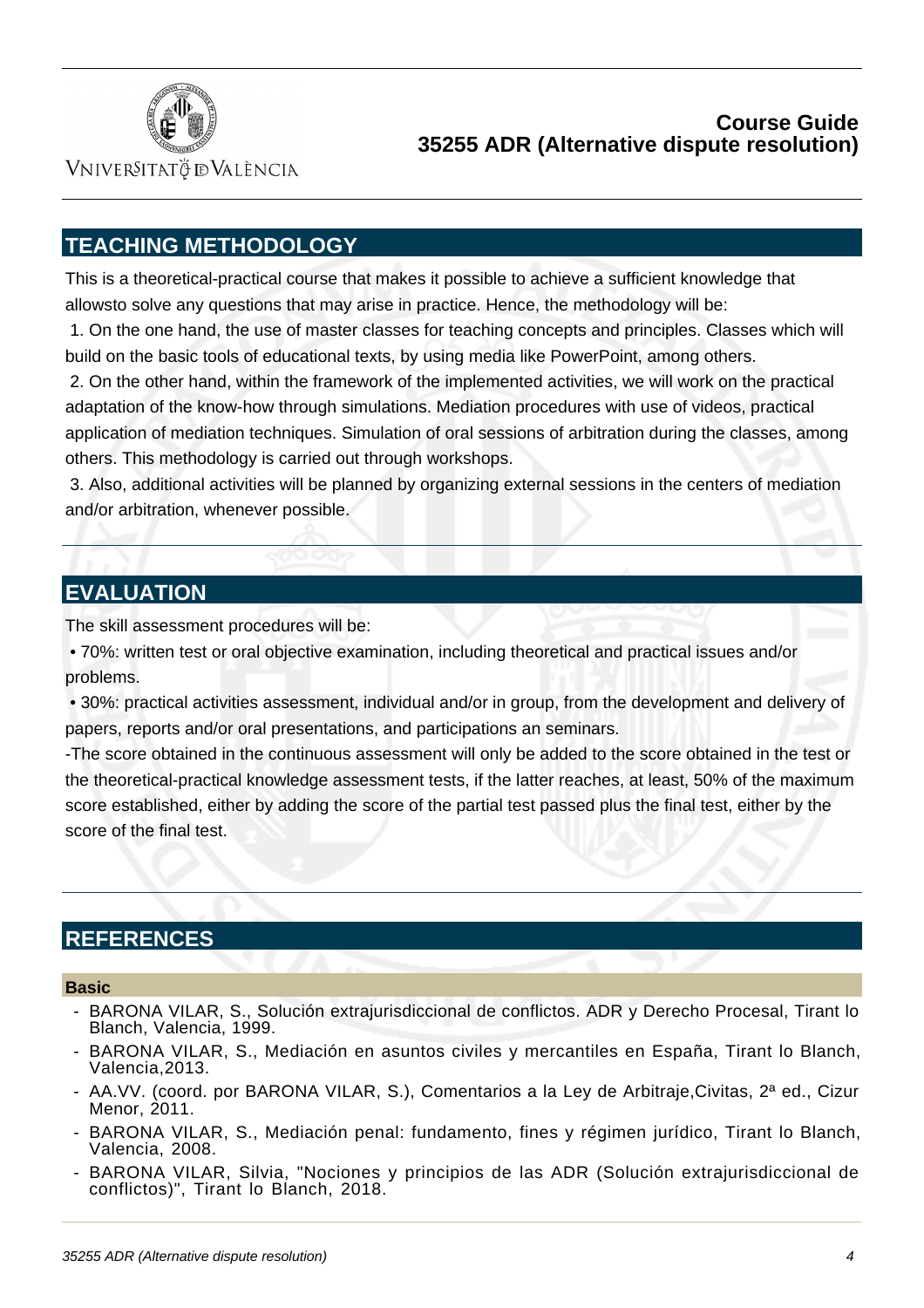## TEACHING METHODOLOGY

This is a theoretical-practical course that makes it possible to achieve a sufficient knowledge that allowsto solve any questions that may arise in practice. Hence, the methodology will be:

1. On the one hand, the use of master classes for teaching concepts and principles. Classes which will build on the basic tools of educational texts, by using media like PowerPoint, among others.

2. On the other hand, within the framework of the implemented activities, we will work on the practical adaptation of the know-how through simulations. Mediation procedures with use of videos, practical application of mediation techniques. Simulation of oral sessions of arbitration during the classes, among others. This methodology is carried out through workshops.

3. Also, additional activities will be planned by organizing external sessions in the centers of mediation and/or arbitration, whenever possible.

## EVALUATION

The skill assessment procedures will be:

• 70%: written test or oral objective examination, including theoretical and practical issues and/or problems.

• 30%: practical activities assessment, individual and/or in group, from the development and delivery of papers, reports and/or oral presentations, and participations an seminars.

-The score obtained in the continuous assessment will only be added to the score obtained in the test or the theoretical-practical knowledge assessment tests, if the latter reaches, at least, 50% of the maximum score established, either by adding the score of the partial test passed plus the final test, either by the score of the final test.

## REFERENCES

### Basic

- BARONA VILAR, S., Solución extrajurisdiccional de conflictos. ADR y Derecho Procesal, Tirant lo Blanch, Valencia, 1999.
- BARONA VILAR, S., Mediación en asuntos civiles y mercantiles en España, Tirant lo Blanch, Valencia,2013.
- AA.VV. (coord. por BARONA VILAR, S.), Comentarios a la Ley de Arbitraje,Civitas, 2ª ed., Cizur Menor, 2011.
- BARONA VILAR, S., Mediación penal: fundamento, fines y régimen jurídico, Tirant lo Blanch, Valencia, 2008.
- BARONA VILAR, Silvia, "Nociones y principios de las ADR (Solución extrajurisdiccional de conflictos)", Tirant lo Blanch, 2018.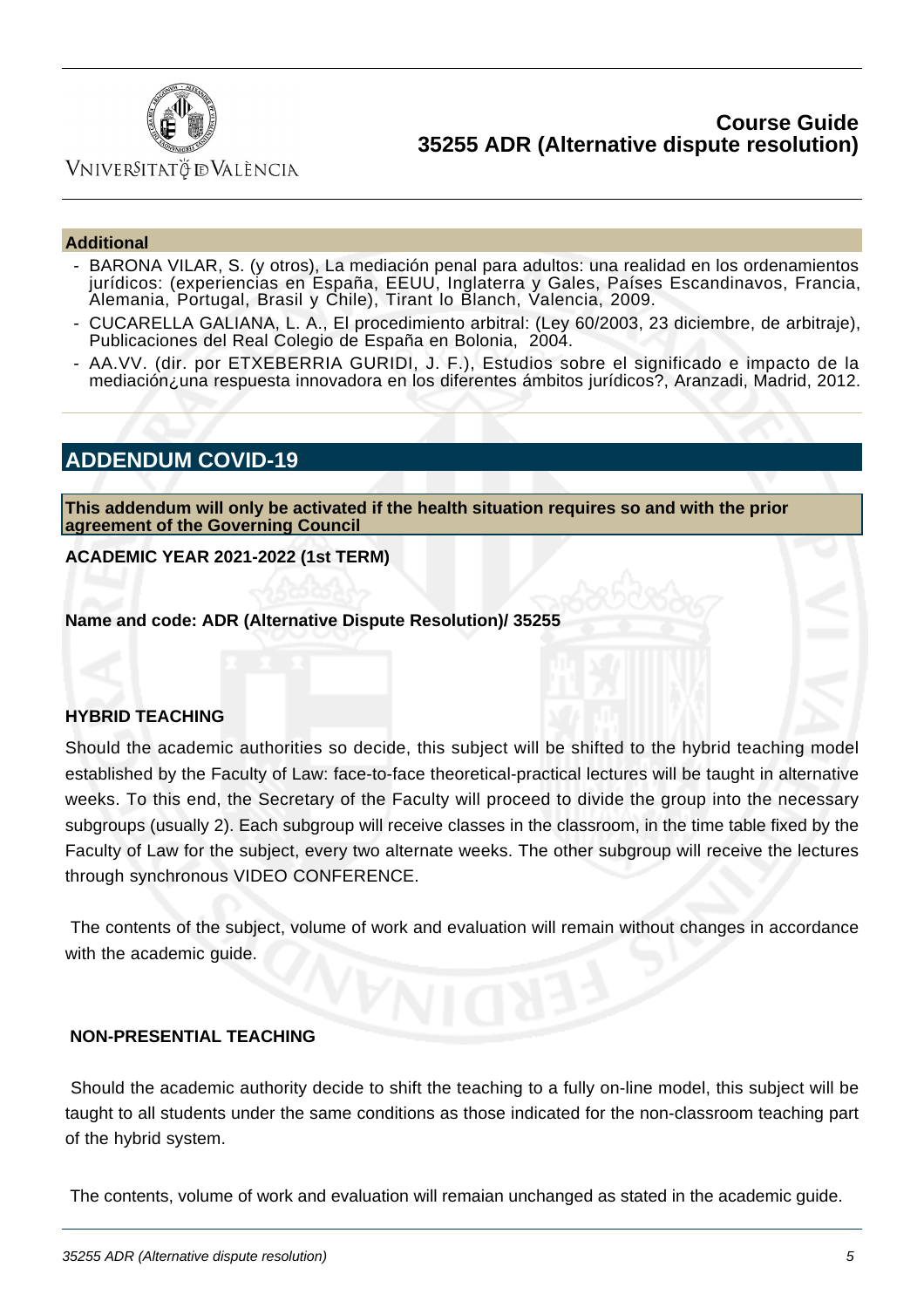### Additional

- BARONA VILAR, S. (y otros), La mediación penal para adultos: una realidad en los ordenamientos jurídicos: (experiencias en España, EEUU, Inglaterra y Gales, Países Escandinavos, Francia, Alemania, Portugal, Brasil y Chile), Tirant lo Blanch, Valencia, 2009.
- CUCARELLA GALIANA, L. A., El procedimiento arbitral: (Ley 60/2003, 23 diciembre, de arbitraje), Publicaciones del Real Colegio de España en Bolonia, 2004.
- AA.VV. (dir. por ETXEBERRIA GURIDI, J. F.), Estudios sobre el significado e impacto de la mediación¿una respuesta innovadora en los diferentes ámbitos jurídicos?, Aranzadi, Madrid, 2012.

## ADDENDUM COVID-19

**This addendum will only be activated if the health situation requires so and with the prior agreement of the Governing Council**

**ACADEMIC YEAR 2021-2022 (1st TERM)**

**Name and code: ADR (Alternative Dispute Resolution)/ 35255**

**HYBRID TEACHING**

Should the academic authorities so decide, this subject will be shifted to the hybrid teaching model established by the Faculty of Law: face-to-face theoretical-practical lectures will be taught in alternative weeks. To this end, the Secretary of the Faculty will proceed to divide the group into the necessary subgroups (usually 2). Each subgroup will receive classes in the classroom, in the time table fixed by the Faculty of Law for the subject, every two alternate weeks. The other subgroup will receive the lectures through synchronous VIDEO CONFERENCE.

The contents of the subject, volume of work and evaluation will remain without changes in accordance with the academic guide.

**NON-PRESENTIAL TEACHING**

Should the academic authority decide to shift the teaching to a fully on-line model, this subject will be taught to all students under the same conditions as those indicated for the non-classroom teaching part of the hybrid system.

The contents, volume of work and evaluation will remaian unchanged as stated in the academic guide.